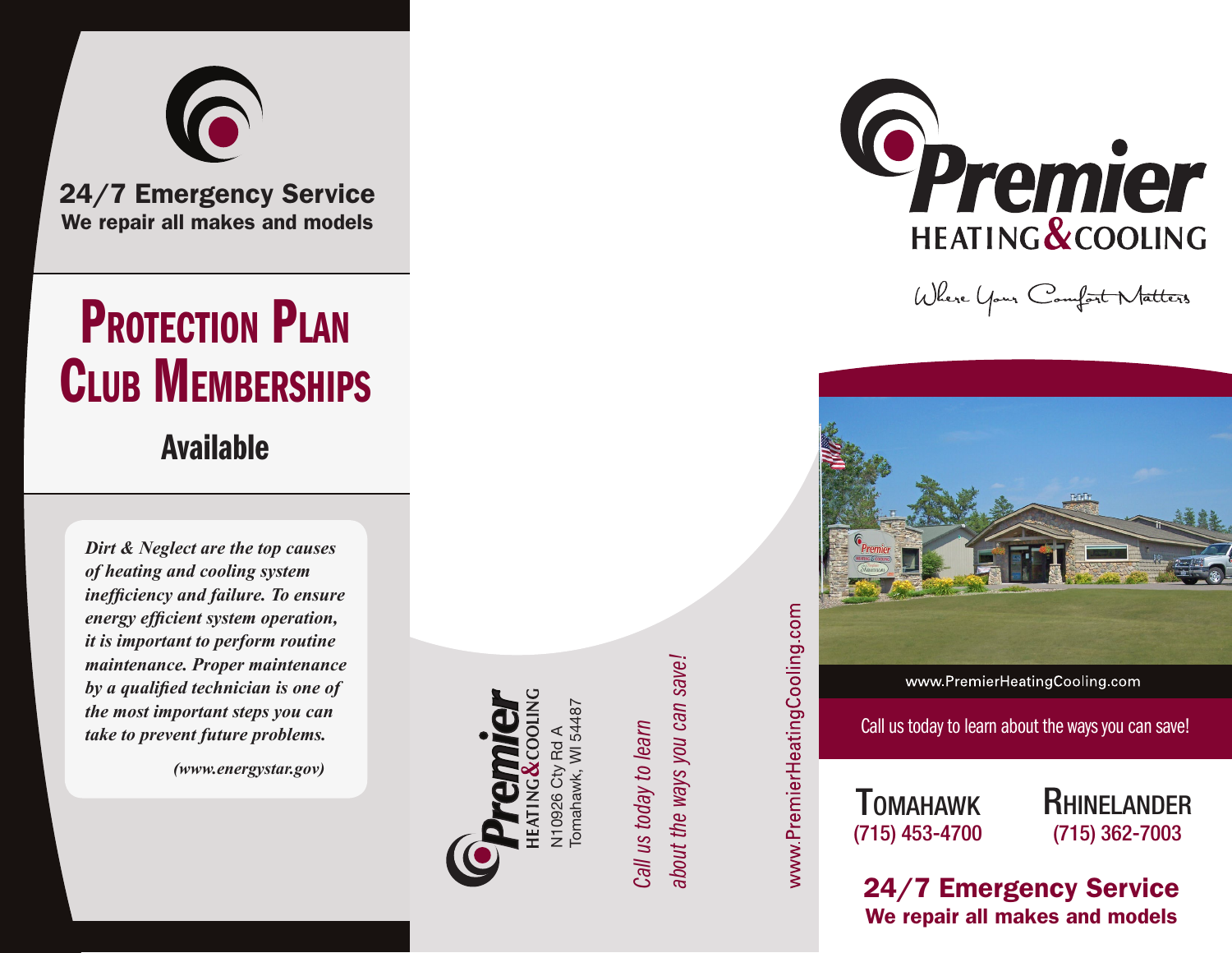**24/7 Emergency Service**
**We repair all makes and models**

# PROTECTION PLAN CLUB MEMBERSHIPS

## Available

*Dirt & Neglect are the top causes of heating and cooling system inefficiency and failure. To ensure energy efficient system operation, it is important to perform routine maintenance. Proper maintenance by a qualified technician is one of the most important steps you can take to prevent future problems.*

*(www.energystar.gov)*

Premier HEATING & COOLING
N10926 Cty Rd A
Tomahawk, WI 54487

*Call us today to learn about the ways you can save!*

www.PremierHeatingCooling.com

# Premier HEATING & COOLING

*Where Your Comfort Matters*

www.PremierHeatingCooling.com

Call us today to learn about the ways you can save!

| TOMAHAWK | RHINELANDER |
|---|---|
| (715) 453-4700 | (715) 362-7003 |

**24/7 Emergency Service**
**We repair all makes and models**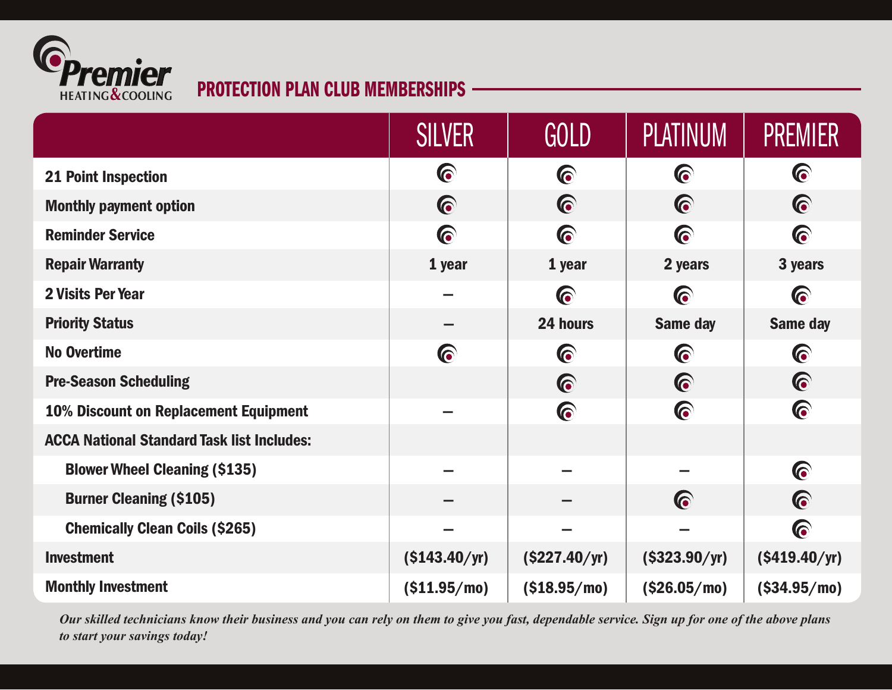Premier HEATING & COOLING

## PROTECTION PLAN CLUB MEMBERSHIPS

| | SILVER | GOLD | PLATINUM | PREMIER |
|---|---|---|---|---|
| **21 Point Inspection** | ✓ | ✓ | ✓ | ✓ |
| **Monthly payment option** | ✓ | ✓ | ✓ | ✓ |
| **Reminder Service** | ✓ | ✓ | ✓ | ✓ |
| **Repair Warranty** | 1 year | 1 year | 2 years | 3 years |
| **2 Visits Per Year** | – | ✓ | ✓ | ✓ |
| **Priority Status** | – | 24 hours | Same day | Same day |
| **No Overtime** | ✓ | ✓ | ✓ | ✓ |
| **Pre-Season Scheduling** | | ✓ | ✓ | ✓ |
| **10% Discount on Replacement Equipment** | – | ✓ | ✓ | ✓ |
| **ACCA National Standard Task list Includes:** | | | | |
| **Blower Wheel Cleaning ($135)** | – | – | – | ✓ |
| **Burner Cleaning ($105)** | – | – | ✓ | ✓ |
| **Chemically Clean Coils ($265)** | – | – | – | ✓ |
| **Investment** | ($143.40/yr) | ($227.40/yr) | ($323.90/yr) | ($419.40/yr) |
| **Monthly Investment** | ($11.95/mo) | ($18.95/mo) | ($26.05/mo) | ($34.95/mo) |

***Our skilled technicians know their business and you can rely on them to give you fast, dependable service. Sign up for one of the above plans to start your savings today!***